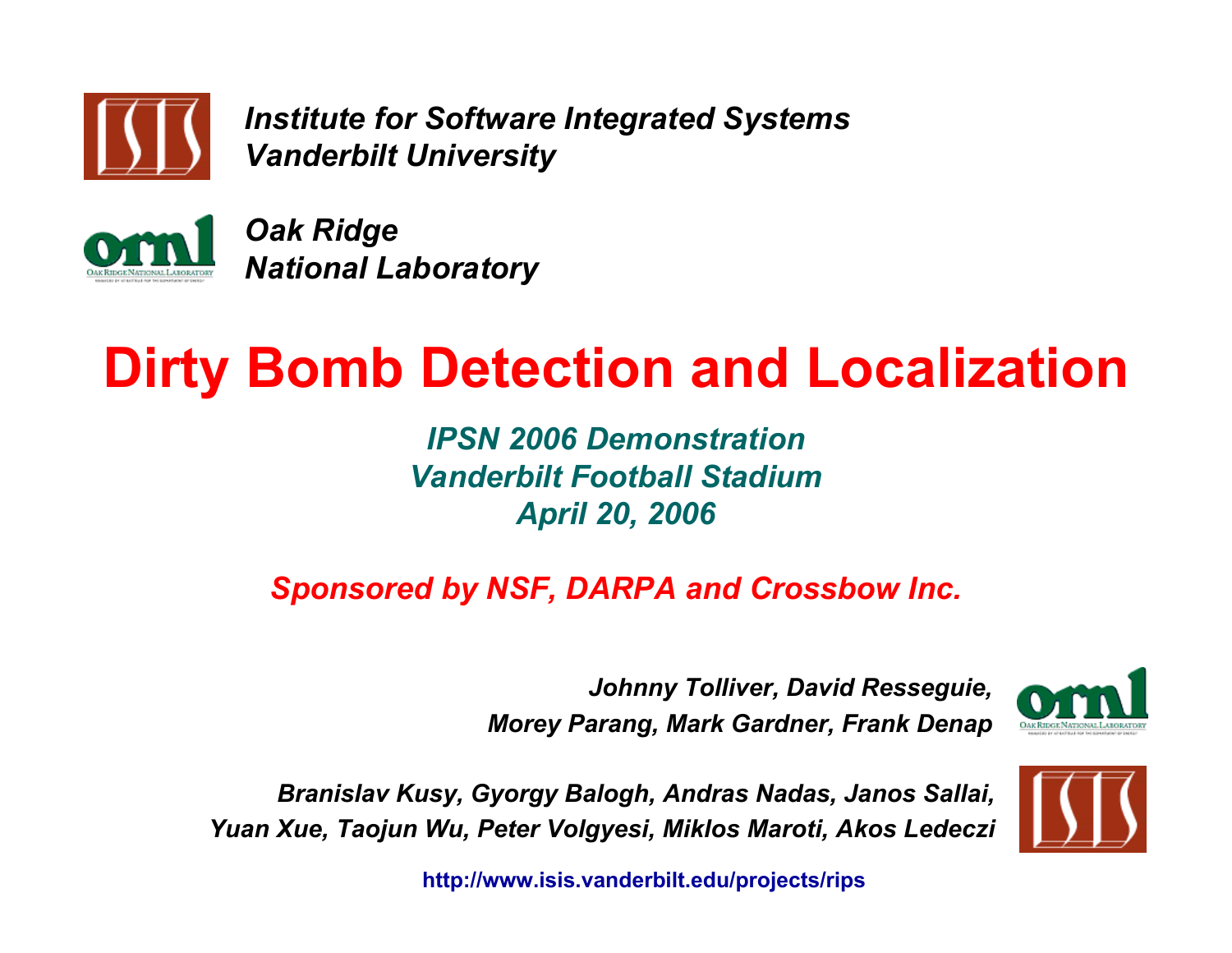*Institute for Software Integrated Systems*
*Vanderbilt University*

*Oak Ridge*
*National Laboratory*

# Dirty Bomb Detection and Localization

*IPSN 2006 Demonstration*
*Vanderbilt Football Stadium*
*April 20, 2006*

*Sponsored by NSF, DARPA and Crossbow Inc.*

*Johnny Tolliver, David Resseguie,*
*Morey Parang, Mark Gardner, Frank Denap*

*Branislav Kusy, Gyorgy Balogh, Andras Nadas, Janos Sallai,*
*Yuan Xue, Taojun Wu, Peter Volgyesi, Miklos Maroti, Akos Ledeczi*

http://www.isis.vanderbilt.edu/projects/rips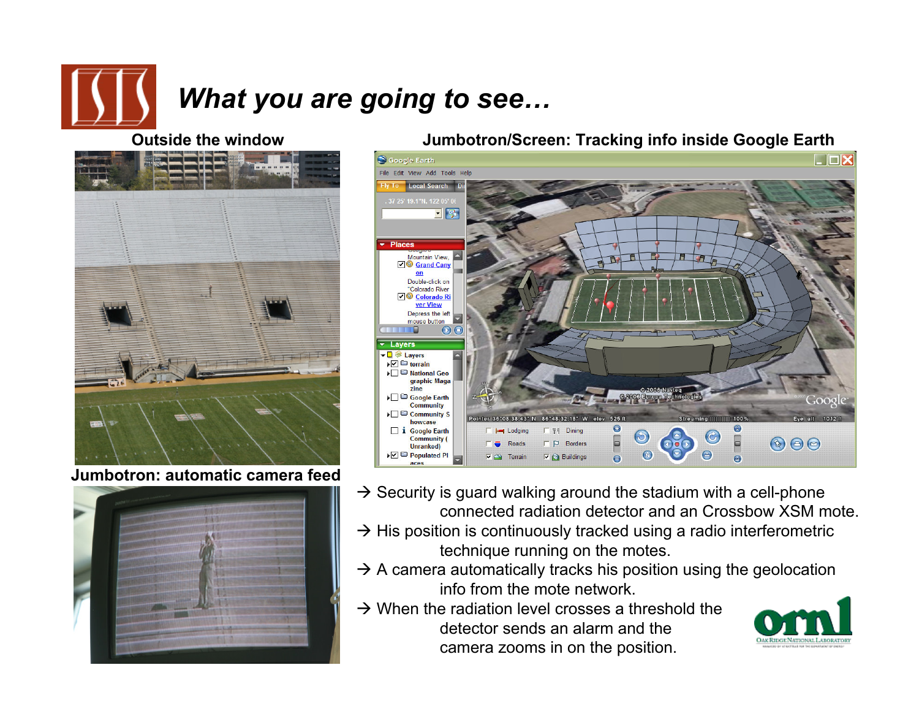# *What you are going to see…*

**Outside the window**

**Jumbotron/Screen: Tracking info inside Google Earth**

**Jumbotron: automatic camera feed**

- → Security is guard walking around the stadium with a cell-phone connected radiation detector and an Crossbow XSM mote.
- → His position is continuously tracked using a radio interferometric technique running on the motes.
- → A camera automatically tracks his position using the geolocation info from the mote network.
- → When the radiation level crosses a threshold the detector sends an alarm and the camera zooms in on the position.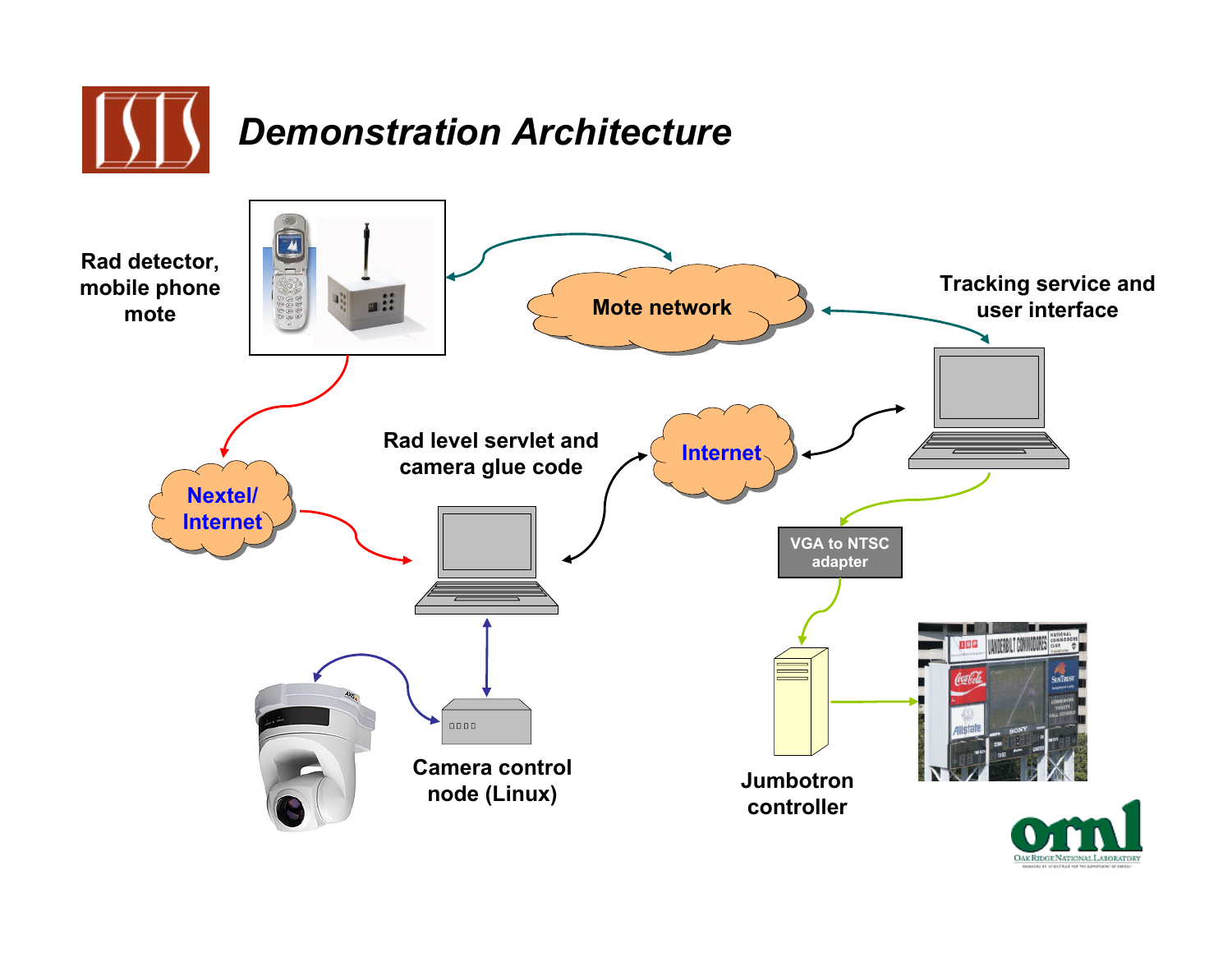# *Demonstration Architecture*

Rad detector, mobile phone mote

Mote network

Tracking service and user interface

Nextel/ Internet

Rad level servlet and camera glue code

Internet

VGA to NTSC adapter

Camera control node (Linux)

Jumbotron controller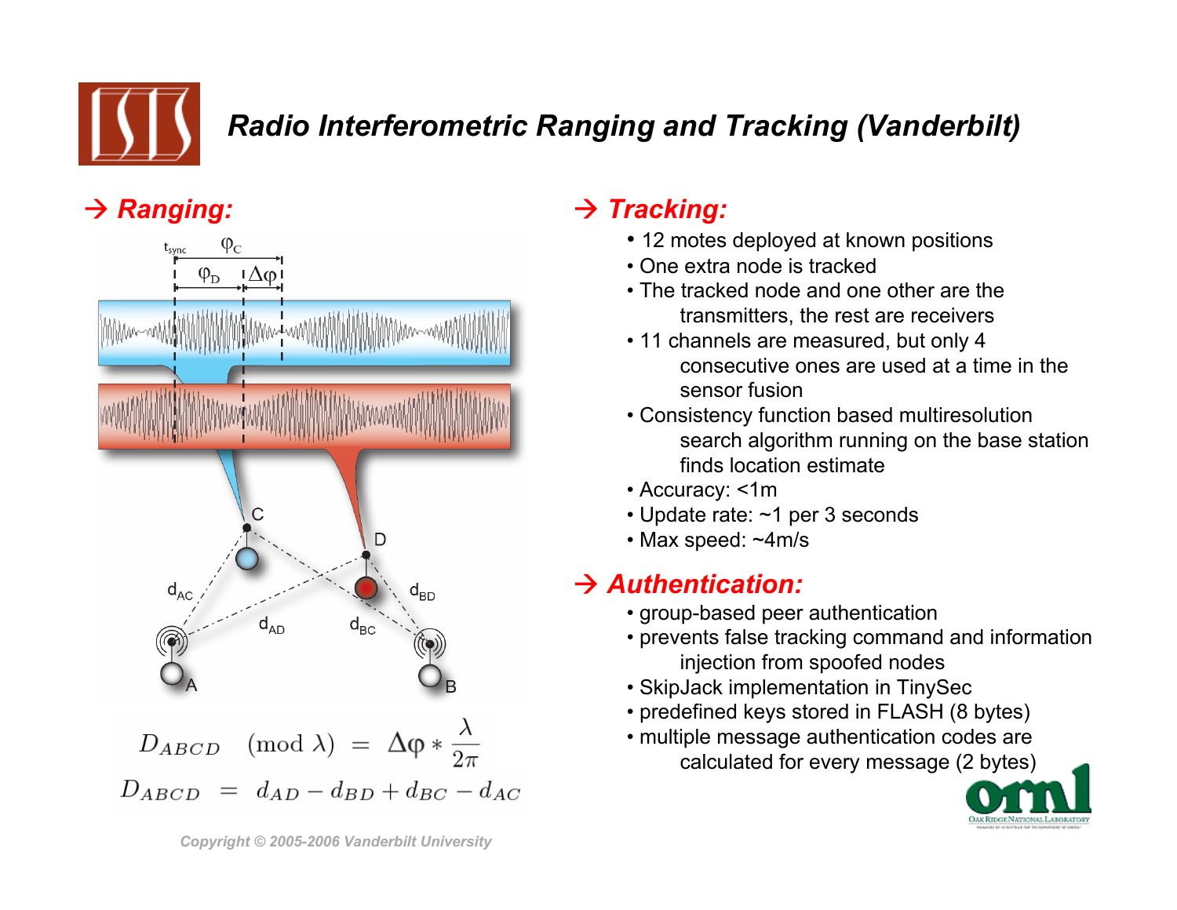# Radio Interferometric Ranging and Tracking (Vanderbilt)

## → *Ranging:*

$$D_{ABCD} \pmod{\lambda} = \Delta\varphi * \frac{\lambda}{2\pi}$$

$$D_{ABCD} = d_{AD} - d_{BD} + d_{BC} - d_{AC}$$

*Copyright © 2005-2006 Vanderbilt University*

## → *Tracking:*

- 12 motes deployed at known positions
- One extra node is tracked
- The tracked node and one other are the transmitters, the rest are receivers
- 11 channels are measured, but only 4 consecutive ones are used at a time in the sensor fusion
- Consistency function based multiresolution search algorithm running on the base station finds location estimate
- Accuracy: <1m
- Update rate: ~1 per 3 seconds
- Max speed: ~4m/s

## → *Authentication:*

- group-based peer authentication
- prevents false tracking command and information injection from spoofed nodes
- SkipJack implementation in TinySec
- predefined keys stored in FLASH (8 bytes)
- multiple message authentication codes are calculated for every message (2 bytes)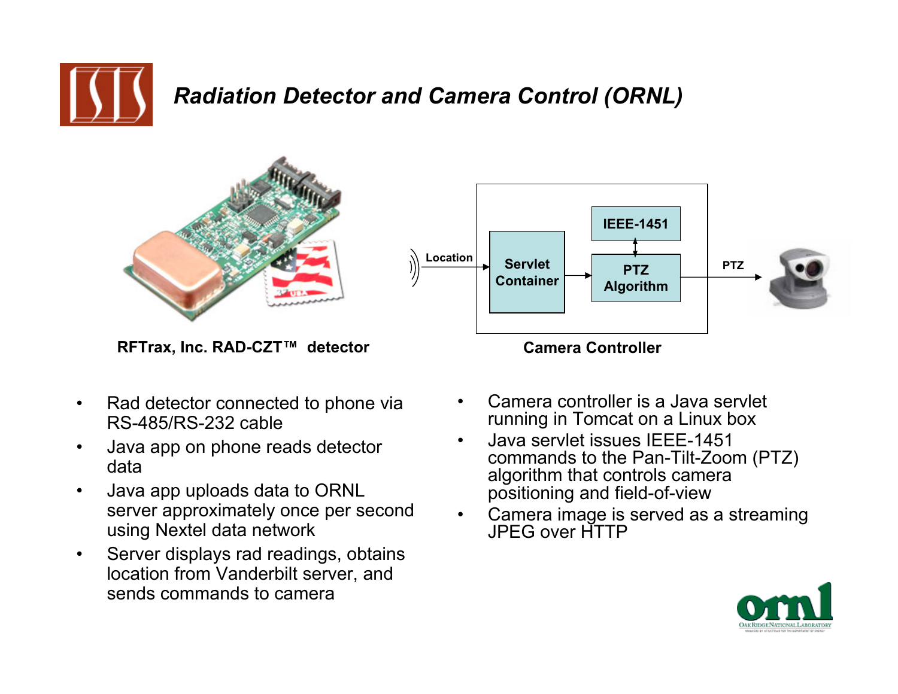# Radiation Detector and Camera Control (ORNL)

Location

Servlet Container

IEEE-1451

PTZ Algorithm

PTZ

RFTrax, Inc. RAD-CZT™ detector

Camera Controller

- Rad detector connected to phone via RS-485/RS-232 cable
- Java app on phone reads detector data
- Java app uploads data to ORNL server approximately once per second using Nextel data network
- Server displays rad readings, obtains location from Vanderbilt server, and sends commands to camera

- Camera controller is a Java servlet running in Tomcat on a Linux box
- Java servlet issues IEEE-1451 commands to the Pan-Tilt-Zoom (PTZ) algorithm that controls camera positioning and field-of-view
- Camera image is served as a streaming JPEG over HTTP